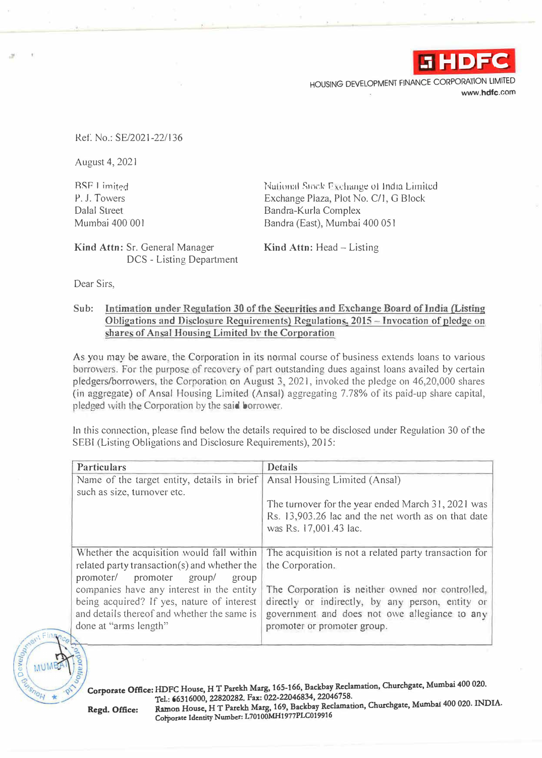**HDFC**

HOUSING DEVELOPMENT FINANCE CORPORATION LIMITED
www.hdfc.com

Ref. No.: SE/2021-22/136

August 4, 2021

BSE Limited
P. J. Towers
Dalal Street
Mumbai 400 001

**Kind Attn:** Sr. General Manager
DCS - Listing Department

National Stock Exchange of India Limited
Exchange Plaza, Plot No. C/1, G Block
Bandra-Kurla Complex
Bandra (East), Mumbai 400 051

**Kind Attn:** Head – Listing

Dear Sirs,

**Sub: Intimation under Regulation 30 of the Securities and Exchange Board of India (Listing Obligations and Disclosure Requirements) Regulations, 2015 – Invocation of pledge on shares of Ansal Housing Limited by the Corporation**

As you may be aware, the Corporation in its normal course of business extends loans to various borrowers. For the purpose of recovery of part outstanding dues against loans availed by certain pledgers/borrowers, the Corporation on August 3, 2021, invoked the pledge on 46,20,000 shares (in aggregate) of Ansal Housing Limited (Ansal) aggregating 7.78% of its paid-up share capital, pledged with the Corporation by the said borrower.

In this connection, please find below the details required to be disclosed under Regulation 30 of the SEBI (Listing Obligations and Disclosure Requirements), 2015:

| Particulars | Details |
| --- | --- |
| Name of the target entity, details in brief such as size, turnover etc. | Ansal Housing Limited (Ansal)<br><br>The turnover for the year ended March 31, 2021 was Rs. 13,903.26 lac and the net worth as on that date was Rs. 17,001.43 lac. |
| Whether the acquisition would fall within related party transaction(s) and whether the promoter/ promoter group/ group companies have any interest in the entity being acquired? If yes, nature of interest and details thereof and whether the same is done at "arms length" | The acquisition is not a related party transaction for the Corporation.<br><br>The Corporation is neither owned nor controlled, directly or indirectly, by any person, entity or government and does not owe allegiance to any promoter or promoter group. |

**Corporate Office:** HDFC House, H T Parekh Marg, 165-166, Backbay Reclamation, Churchgate, Mumbai 400 020.
Tel.: 66316000, 22820282. Fax: 022-22046834, 22046758.

**Regd. Office:** Ramon House, H T Parekh Marg, 169, Backbay Reclamation, Churchgate, Mumbai 400 020. INDIA.
Corporate Identity Number: L70100MH1977PLC019916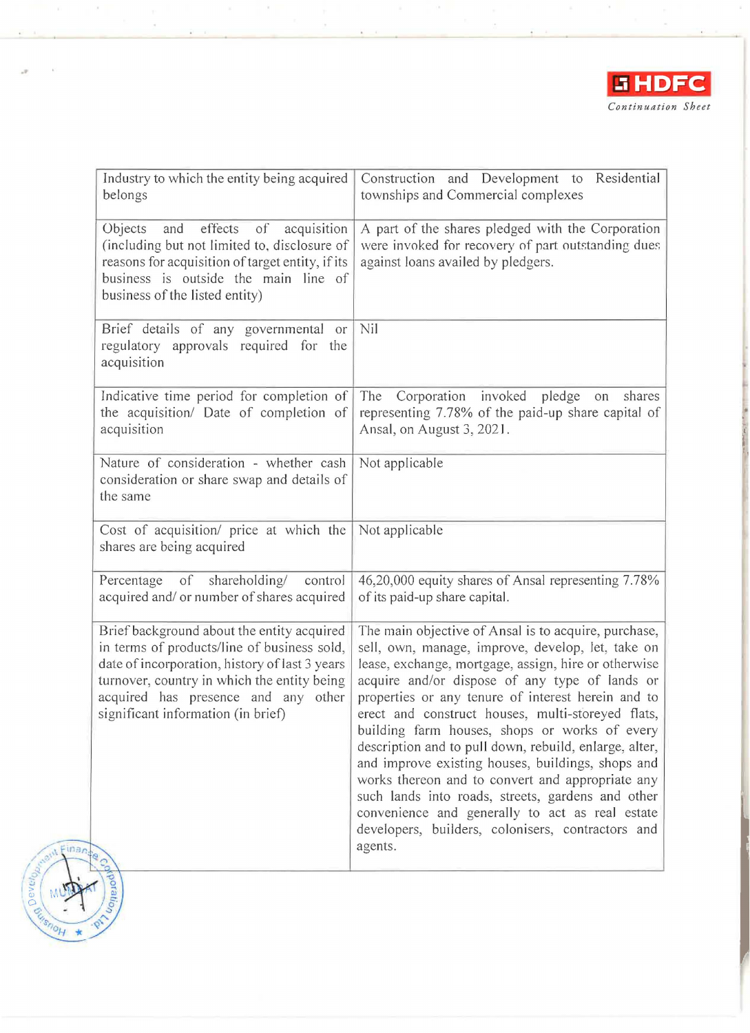| Industry to which the entity being acquired belongs | Construction and Development to Residential townships and Commercial complexes |
|---|---|
| Objects and effects of acquisition (including but not limited to, disclosure of reasons for acquisition of target entity, if its business is outside the main line of business of the listed entity) | A part of the shares pledged with the Corporation were invoked for recovery of part outstanding dues against loans availed by pledgers. |
| Brief details of any governmental or regulatory approvals required for the acquisition | Nil |
| Indicative time period for completion of the acquisition/ Date of completion of acquisition | The Corporation invoked pledge on shares representing 7.78% of the paid-up share capital of Ansal, on August 3, 2021. |
| Nature of consideration - whether cash consideration or share swap and details of the same | Not applicable |
| Cost of acquisition/ price at which the shares are being acquired | Not applicable |
| Percentage of shareholding/ control acquired and/ or number of shares acquired | 46,20,000 equity shares of Ansal representing 7.78% of its paid-up share capital. |
| Brief background about the entity acquired in terms of products/line of business sold, date of incorporation, history of last 3 years turnover, country in which the entity being acquired has presence and any other significant information (in brief) | The main objective of Ansal is to acquire, purchase, sell, own, manage, improve, develop, let, take on lease, exchange, mortgage, assign, hire or otherwise acquire and/or dispose of any type of lands or properties or any tenure of interest herein and to erect and construct houses, multi-storeyed flats, building farm houses, shops or works of every description and to pull down, rebuild, enlarge, alter, and improve existing houses, buildings, shops and works thereon and to convert and appropriate any such lands into roads, streets, gardens and other convenience and generally to act as real estate developers, builders, colonisers, contractors and agents. |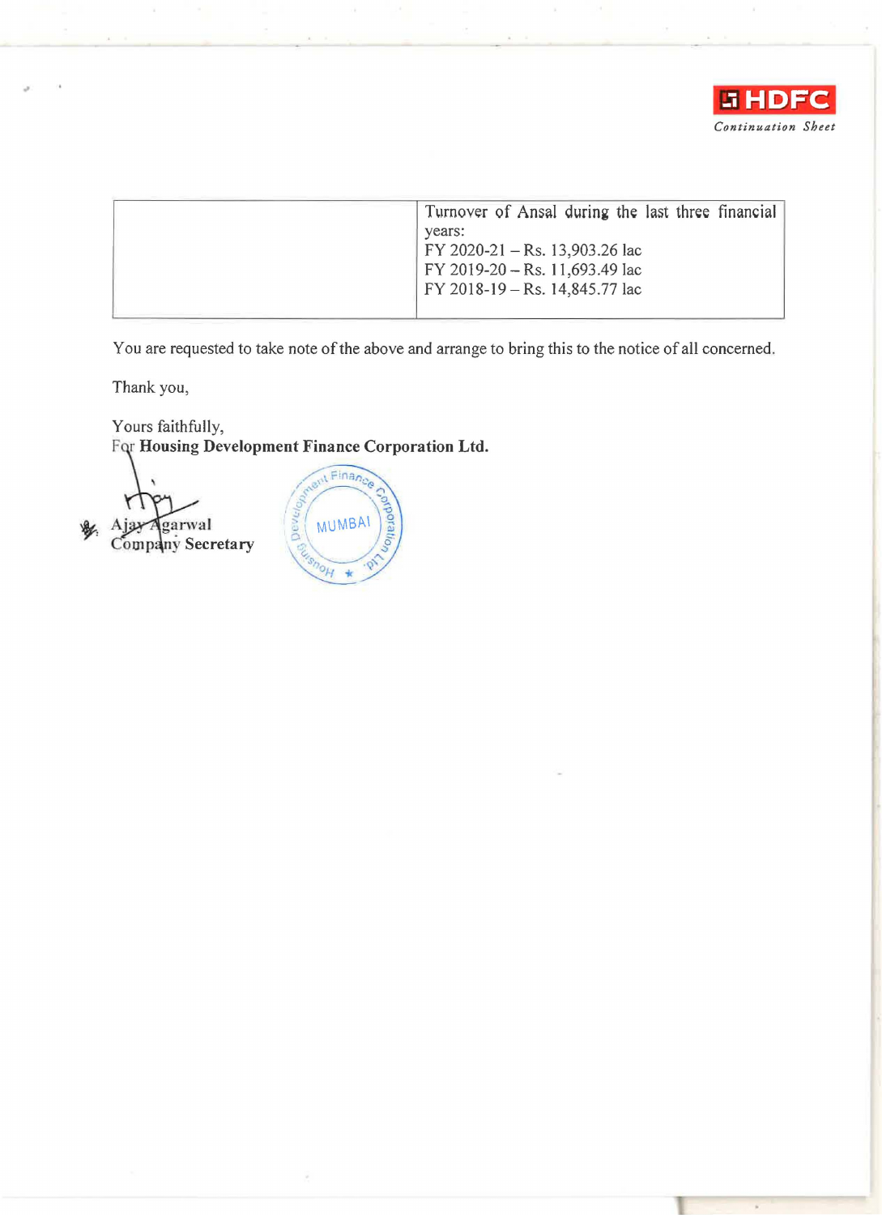| | |
|---|---|
| | Turnover of Ansal during the last three financial years:<br>FY 2020-21 – Rs. 13,903.26 lac<br>FY 2019-20 – Rs. 11,693.49 lac<br>FY 2018-19 – Rs. 14,845.77 lac |

You are requested to take note of the above and arrange to bring this to the notice of all concerned.

Thank you,

Yours faithfully,
For **Housing Development Finance Corporation Ltd.**

**Ajay Agarwal**
**Company Secretary**